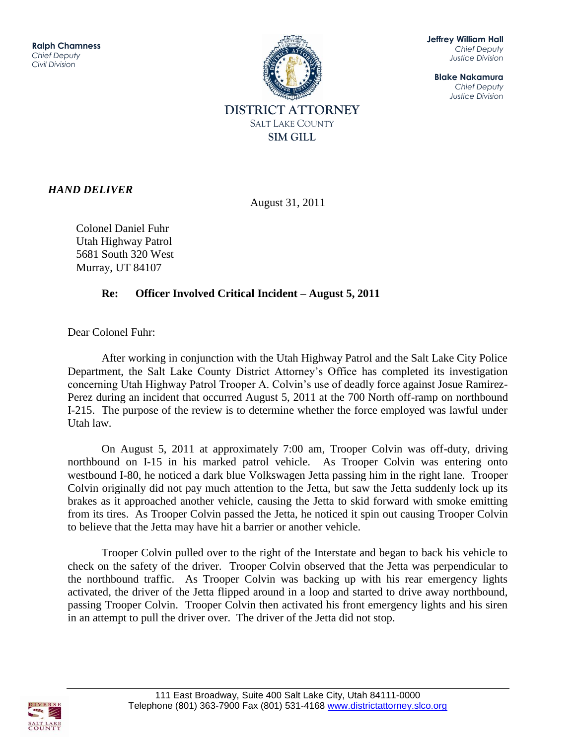**Ralph Chamness**
*Chief Deputy*
*Civil Division*

**Jeffrey William Hall**
*Chief Deputy*
*Justice Division*

**Blake Nakamura**
*Chief Deputy*
*Justice Division*

DISTRICT ATTORNEY
SALT LAKE COUNTY
SIM GILL

***HAND DELIVER***

August 31, 2011

Colonel Daniel Fuhr
Utah Highway Patrol
5681 South 320 West
Murray, UT 84107

**Re: Officer Involved Critical Incident – August 5, 2011**

Dear Colonel Fuhr:

After working in conjunction with the Utah Highway Patrol and the Salt Lake City Police Department, the Salt Lake County District Attorney's Office has completed its investigation concerning Utah Highway Patrol Trooper A. Colvin's use of deadly force against Josue Ramirez-Perez during an incident that occurred August 5, 2011 at the 700 North off-ramp on northbound I-215. The purpose of the review is to determine whether the force employed was lawful under Utah law.

On August 5, 2011 at approximately 7:00 am, Trooper Colvin was off-duty, driving northbound on I-15 in his marked patrol vehicle. As Trooper Colvin was entering onto westbound I-80, he noticed a dark blue Volkswagen Jetta passing him in the right lane. Trooper Colvin originally did not pay much attention to the Jetta, but saw the Jetta suddenly lock up its brakes as it approached another vehicle, causing the Jetta to skid forward with smoke emitting from its tires. As Trooper Colvin passed the Jetta, he noticed it spin out causing Trooper Colvin to believe that the Jetta may have hit a barrier or another vehicle.

Trooper Colvin pulled over to the right of the Interstate and began to back his vehicle to check on the safety of the driver. Trooper Colvin observed that the Jetta was perpendicular to the northbound traffic. As Trooper Colvin was backing up with his rear emergency lights activated, the driver of the Jetta flipped around in a loop and started to drive away northbound, passing Trooper Colvin. Trooper Colvin then activated his front emergency lights and his siren in an attempt to pull the driver over. The driver of the Jetta did not stop.

111 East Broadway, Suite 400 Salt Lake City, Utah 84111-0000
Telephone (801) 363-7900 Fax (801) 531-4168 www.districtattorney.slco.org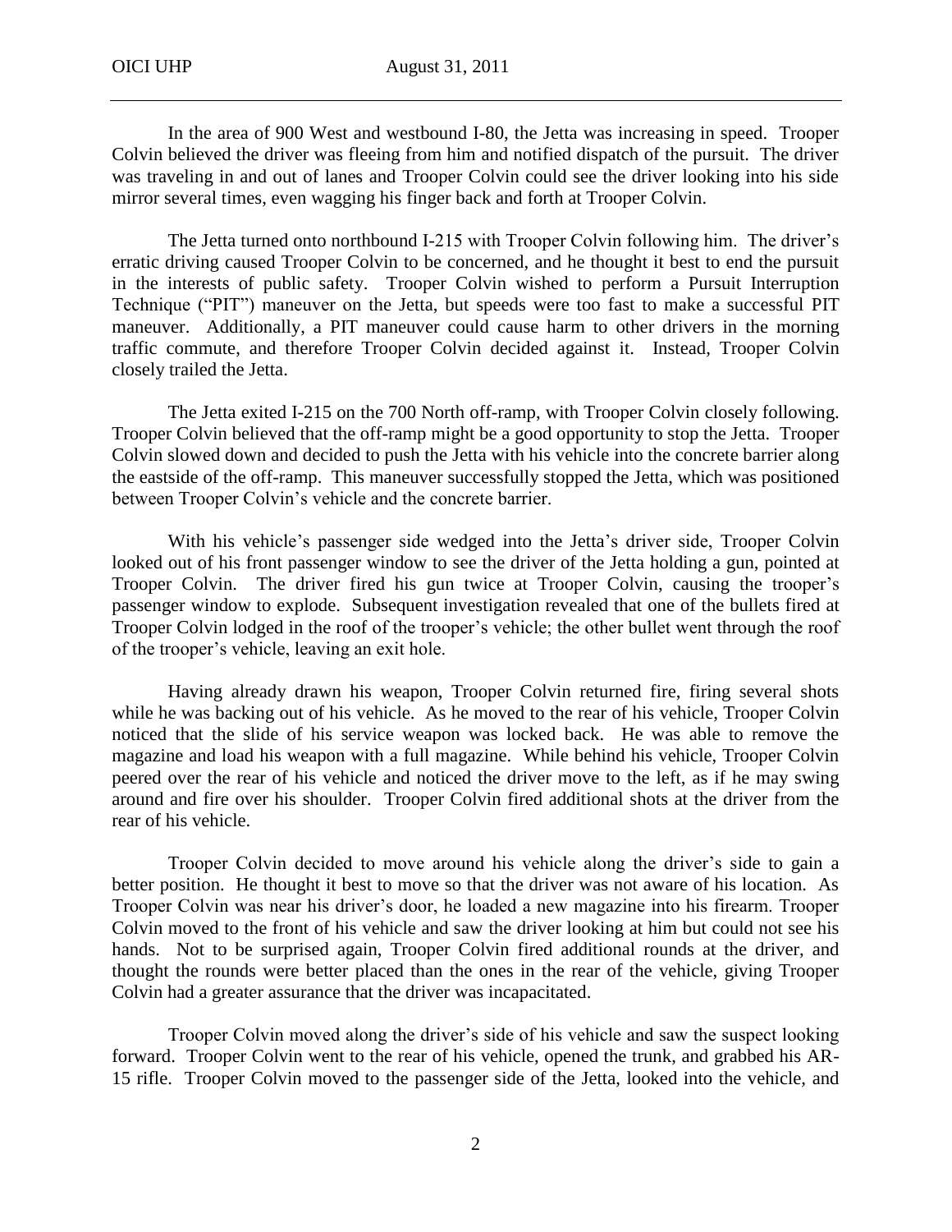In the area of 900 West and westbound I-80, the Jetta was increasing in speed. Trooper Colvin believed the driver was fleeing from him and notified dispatch of the pursuit. The driver was traveling in and out of lanes and Trooper Colvin could see the driver looking into his side mirror several times, even wagging his finger back and forth at Trooper Colvin.

The Jetta turned onto northbound I-215 with Trooper Colvin following him. The driver's erratic driving caused Trooper Colvin to be concerned, and he thought it best to end the pursuit in the interests of public safety. Trooper Colvin wished to perform a Pursuit Interruption Technique ("PIT") maneuver on the Jetta, but speeds were too fast to make a successful PIT maneuver. Additionally, a PIT maneuver could cause harm to other drivers in the morning traffic commute, and therefore Trooper Colvin decided against it. Instead, Trooper Colvin closely trailed the Jetta.

The Jetta exited I-215 on the 700 North off-ramp, with Trooper Colvin closely following. Trooper Colvin believed that the off-ramp might be a good opportunity to stop the Jetta. Trooper Colvin slowed down and decided to push the Jetta with his vehicle into the concrete barrier along the eastside of the off-ramp. This maneuver successfully stopped the Jetta, which was positioned between Trooper Colvin's vehicle and the concrete barrier.

With his vehicle's passenger side wedged into the Jetta's driver side, Trooper Colvin looked out of his front passenger window to see the driver of the Jetta holding a gun, pointed at Trooper Colvin. The driver fired his gun twice at Trooper Colvin, causing the trooper's passenger window to explode. Subsequent investigation revealed that one of the bullets fired at Trooper Colvin lodged in the roof of the trooper's vehicle; the other bullet went through the roof of the trooper's vehicle, leaving an exit hole.

Having already drawn his weapon, Trooper Colvin returned fire, firing several shots while he was backing out of his vehicle. As he moved to the rear of his vehicle, Trooper Colvin noticed that the slide of his service weapon was locked back. He was able to remove the magazine and load his weapon with a full magazine. While behind his vehicle, Trooper Colvin peered over the rear of his vehicle and noticed the driver move to the left, as if he may swing around and fire over his shoulder. Trooper Colvin fired additional shots at the driver from the rear of his vehicle.

Trooper Colvin decided to move around his vehicle along the driver's side to gain a better position. He thought it best to move so that the driver was not aware of his location. As Trooper Colvin was near his driver's door, he loaded a new magazine into his firearm. Trooper Colvin moved to the front of his vehicle and saw the driver looking at him but could not see his hands. Not to be surprised again, Trooper Colvin fired additional rounds at the driver, and thought the rounds were better placed than the ones in the rear of the vehicle, giving Trooper Colvin had a greater assurance that the driver was incapacitated.

Trooper Colvin moved along the driver's side of his vehicle and saw the suspect looking forward. Trooper Colvin went to the rear of his vehicle, opened the trunk, and grabbed his AR-15 rifle. Trooper Colvin moved to the passenger side of the Jetta, looked into the vehicle, and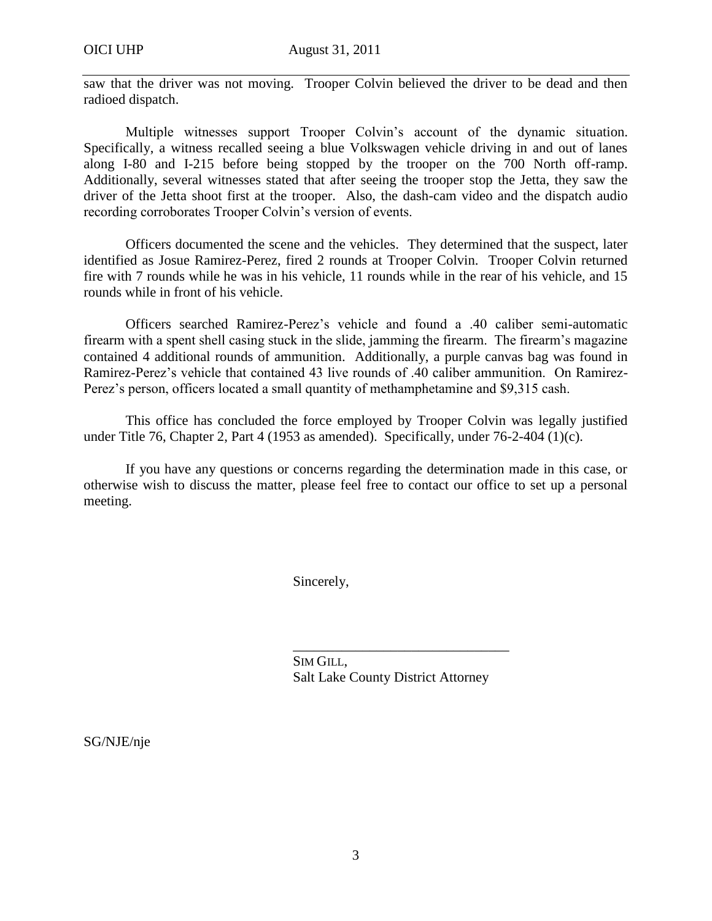saw that the driver was not moving. Trooper Colvin believed the driver to be dead and then radioed dispatch.

Multiple witnesses support Trooper Colvin's account of the dynamic situation. Specifically, a witness recalled seeing a blue Volkswagen vehicle driving in and out of lanes along I-80 and I-215 before being stopped by the trooper on the 700 North off-ramp. Additionally, several witnesses stated that after seeing the trooper stop the Jetta, they saw the driver of the Jetta shoot first at the trooper. Also, the dash-cam video and the dispatch audio recording corroborates Trooper Colvin's version of events.

Officers documented the scene and the vehicles. They determined that the suspect, later identified as Josue Ramirez-Perez, fired 2 rounds at Trooper Colvin. Trooper Colvin returned fire with 7 rounds while he was in his vehicle, 11 rounds while in the rear of his vehicle, and 15 rounds while in front of his vehicle.

Officers searched Ramirez-Perez's vehicle and found a .40 caliber semi-automatic firearm with a spent shell casing stuck in the slide, jamming the firearm. The firearm's magazine contained 4 additional rounds of ammunition. Additionally, a purple canvas bag was found in Ramirez-Perez's vehicle that contained 43 live rounds of .40 caliber ammunition. On Ramirez-Perez's person, officers located a small quantity of methamphetamine and $9,315 cash.

This office has concluded the force employed by Trooper Colvin was legally justified under Title 76, Chapter 2, Part 4 (1953 as amended). Specifically, under 76-2-404 (1)(c).

If you have any questions or concerns regarding the determination made in this case, or otherwise wish to discuss the matter, please feel free to contact our office to set up a personal meeting.

Sincerely,

\_\_\_\_\_\_\_\_\_\_\_\_\_\_\_\_\_\_\_\_\_\_\_\_\_\_\_\_\_\_\_

SIM GILL,
Salt Lake County District Attorney

SG/NJE/nje